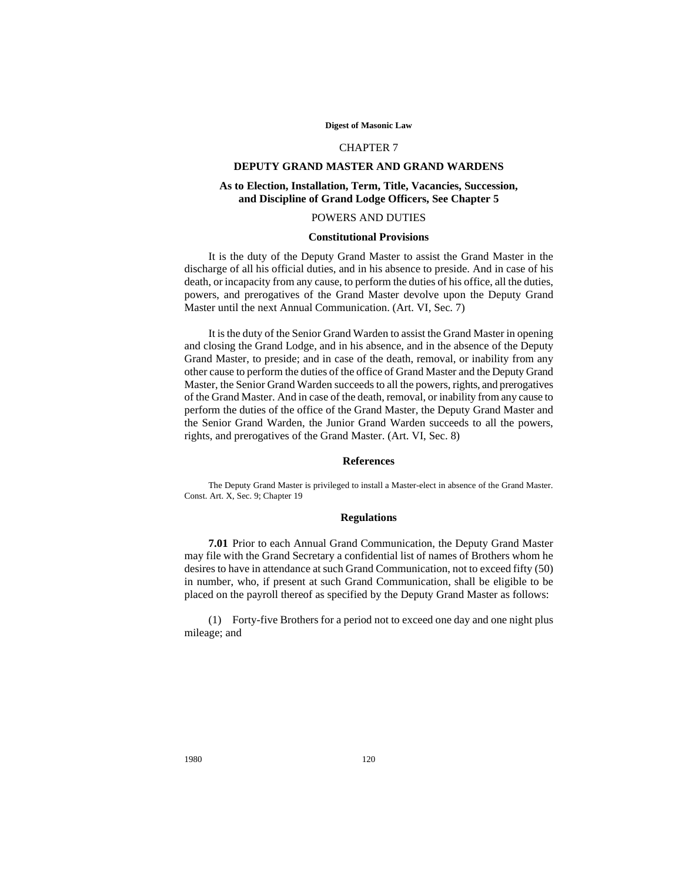# CHAPTER 7

## DEPUTY GRAND MASTER AND GRAND WARDENS

### As to Election, Installation, Term, Title, Vacancies, Succession, and Discipline of Grand Lodge Officers, See Chapter 5

## POWERS AND DUTIES

### Constitutional Provisions

It is the duty of the Deputy Grand Master to assist the Grand Master in the discharge of all his official duties, and in his absence to preside. And in case of his death, or incapacity from any cause, to perform the duties of his office, all the duties, powers, and prerogatives of the Grand Master devolve upon the Deputy Grand Master until the next Annual Communication. (Art. VI, Sec. 7)

It is the duty of the Senior Grand Warden to assist the Grand Master in opening and closing the Grand Lodge, and in his absence, and in the absence of the Deputy Grand Master, to preside; and in case of the death, removal, or inability from any other cause to perform the duties of the office of Grand Master and the Deputy Grand Master, the Senior Grand Warden succeeds to all the powers, rights, and prerogatives of the Grand Master. And in case of the death, removal, or inability from any cause to perform the duties of the office of the Grand Master, the Deputy Grand Master and the Senior Grand Warden, the Junior Grand Warden succeeds to all the powers, rights, and prerogatives of the Grand Master. (Art. VI, Sec. 8)

### References

The Deputy Grand Master is privileged to install a Master-elect in absence of the Grand Master. Const. Art. X, Sec. 9; Chapter 19

### Regulations

**7.01** Prior to each Annual Grand Communication, the Deputy Grand Master may file with the Grand Secretary a confidential list of names of Brothers whom he desires to have in attendance at such Grand Communication, not to exceed fifty (50) in number, who, if present at such Grand Communication, shall be eligible to be placed on the payroll thereof as specified by the Deputy Grand Master as follows:

(1) Forty-five Brothers for a period not to exceed one day and one night plus mileage; and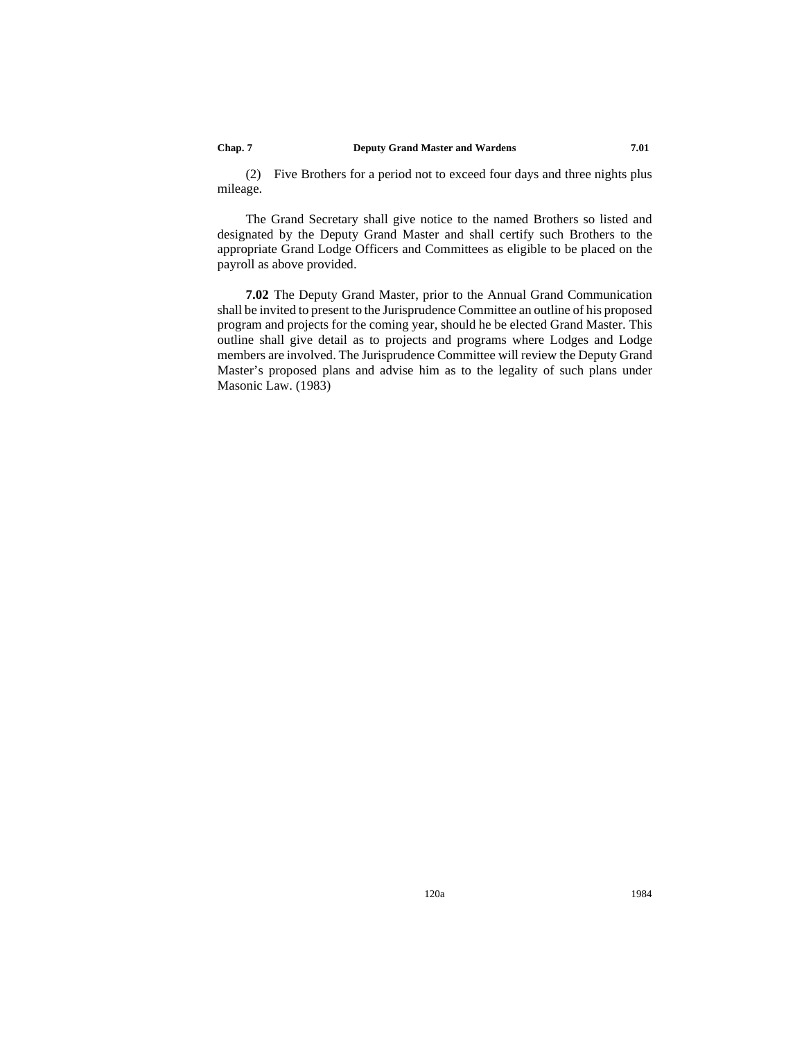(2) Five Brothers for a period not to exceed four days and three nights plus mileage.

The Grand Secretary shall give notice to the named Brothers so listed and designated by the Deputy Grand Master and shall certify such Brothers to the appropriate Grand Lodge Officers and Committees as eligible to be placed on the payroll as above provided.

**7.02** The Deputy Grand Master, prior to the Annual Grand Communication shall be invited to present to the Jurisprudence Committee an outline of his proposed program and projects for the coming year, should he be elected Grand Master. This outline shall give detail as to projects and programs where Lodges and Lodge members are involved. The Jurisprudence Committee will review the Deputy Grand Master's proposed plans and advise him as to the legality of such plans under Masonic Law. (1983)